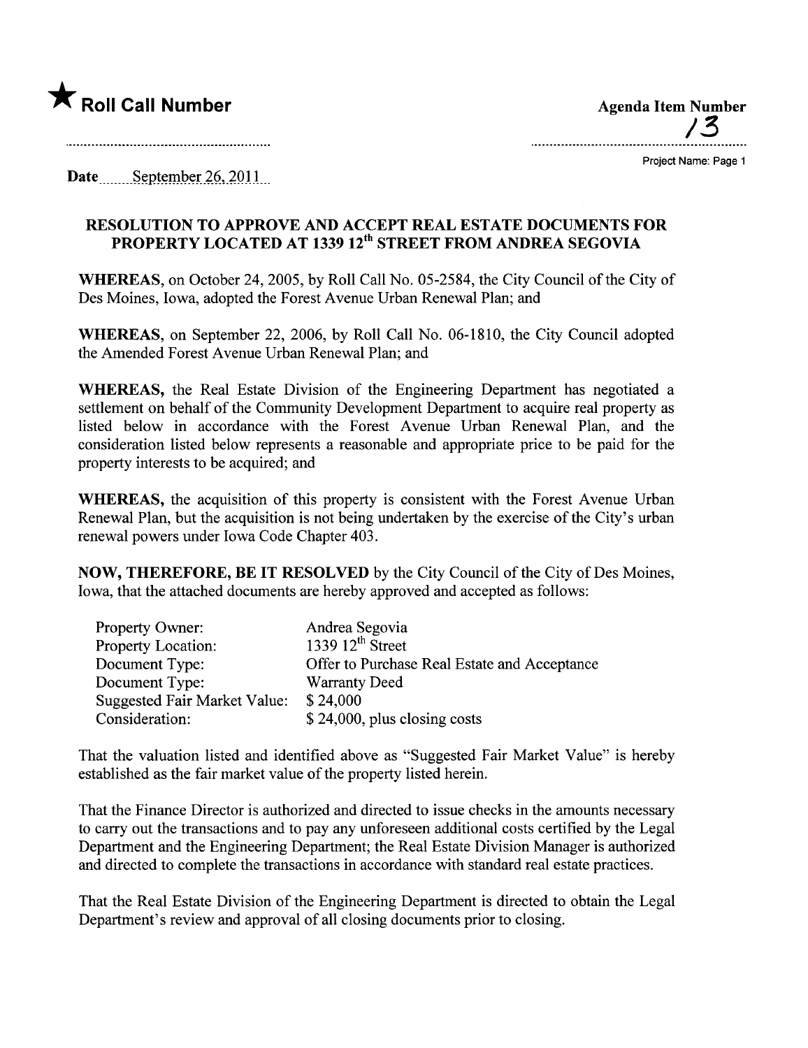★ **Roll Call Number**

**Agenda Item Number**
13

Project Name: Page 1

**Date** September 26, 2011

## RESOLUTION TO APPROVE AND ACCEPT REAL ESTATE DOCUMENTS FOR PROPERTY LOCATED AT 1339 12th STREET FROM ANDREA SEGOVIA

**WHEREAS,** on October 24, 2005, by Roll Call No. 05-2584, the City Council of the City of Des Moines, Iowa, adopted the Forest Avenue Urban Renewal Plan; and

**WHEREAS,** on September 22, 2006, by Roll Call No. 06-1810, the City Council adopted the Amended Forest Avenue Urban Renewal Plan; and

**WHEREAS,** the Real Estate Division of the Engineering Department has negotiated a settlement on behalf of the Community Development Department to acquire real property as listed below in accordance with the Forest Avenue Urban Renewal Plan, and the consideration listed below represents a reasonable and appropriate price to be paid for the property interests to be acquired; and

**WHEREAS,** the acquisition of this property is consistent with the Forest Avenue Urban Renewal Plan, but the acquisition is not being undertaken by the exercise of the City's urban renewal powers under Iowa Code Chapter 403.

**NOW, THEREFORE, BE IT RESOLVED** by the City Council of the City of Des Moines, Iowa, that the attached documents are hereby approved and accepted as follows:

| | |
|---|---|
| Property Owner: | Andrea Segovia |
| Property Location: | 1339 12th Street |
| Document Type: | Offer to Purchase Real Estate and Acceptance |
| Document Type: | Warranty Deed |
| Suggested Fair Market Value: | $ 24,000 |
| Consideration: | $ 24,000, plus closing costs |

That the valuation listed and identified above as "Suggested Fair Market Value" is hereby established as the fair market value of the property listed herein.

That the Finance Director is authorized and directed to issue checks in the amounts necessary to carry out the transactions and to pay any unforeseen additional costs certified by the Legal Department and the Engineering Department; the Real Estate Division Manager is authorized and directed to complete the transactions in accordance with standard real estate practices.

That the Real Estate Division of the Engineering Department is directed to obtain the Legal Department's review and approval of all closing documents prior to closing.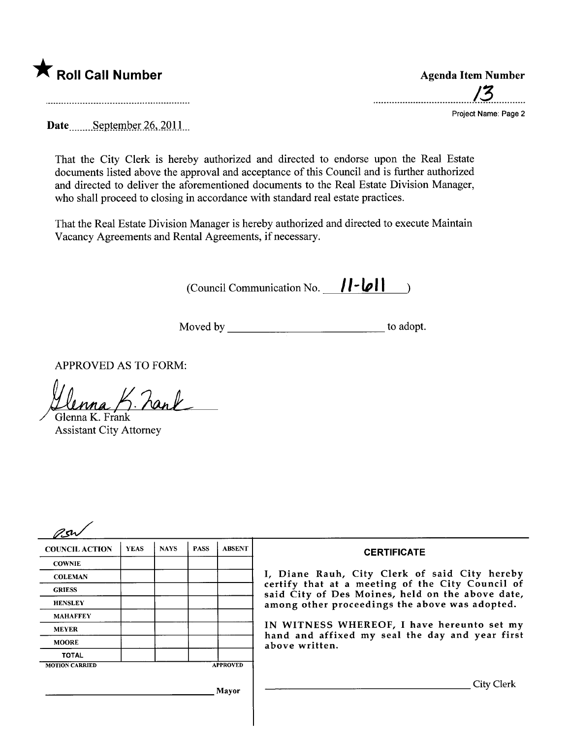★ **Roll Call Number**

**Agenda Item Number**

13

Project Name: Page 2

**Date** September 26, 2011

That the City Clerk is hereby authorized and directed to endorse upon the Real Estate documents listed above the approval and acceptance of this Council and is further authorized and directed to deliver the aforementioned documents to the Real Estate Division Manager, who shall proceed to closing in accordance with standard real estate practices.

That the Real Estate Division Manager is hereby authorized and directed to execute Maintain Vacancy Agreements and Rental Agreements, if necessary.

(Council Communication No. 11-611 )

Moved by ____________________________ to adopt.

APPROVED AS TO FORM:

Glenna K. Frank
Glenna K. Frank
Assistant City Attorney

RSW

| COUNCIL ACTION | YEAS | NAYS | PASS | ABSENT |
|---|---|---|---|---|
| COWNIE | | | | |
| COLEMAN | | | | |
| GRIESS | | | | |
| HENSLEY | | | | |
| MAHAFFEY | | | | |
| MEYER | | | | |
| MOORE | | | | |
| TOTAL | | | | |
| MOTION CARRIED | | | | APPROVED |

______________________________ Mayor

**CERTIFICATE**

I, Diane Rauh, City Clerk of said City hereby certify that at a meeting of the City Council of said City of Des Moines, held on the above date, among other proceedings the above was adopted.

IN WITNESS WHEREOF, I have hereunto set my hand and affixed my seal the day and year first above written.

______________________________ City Clerk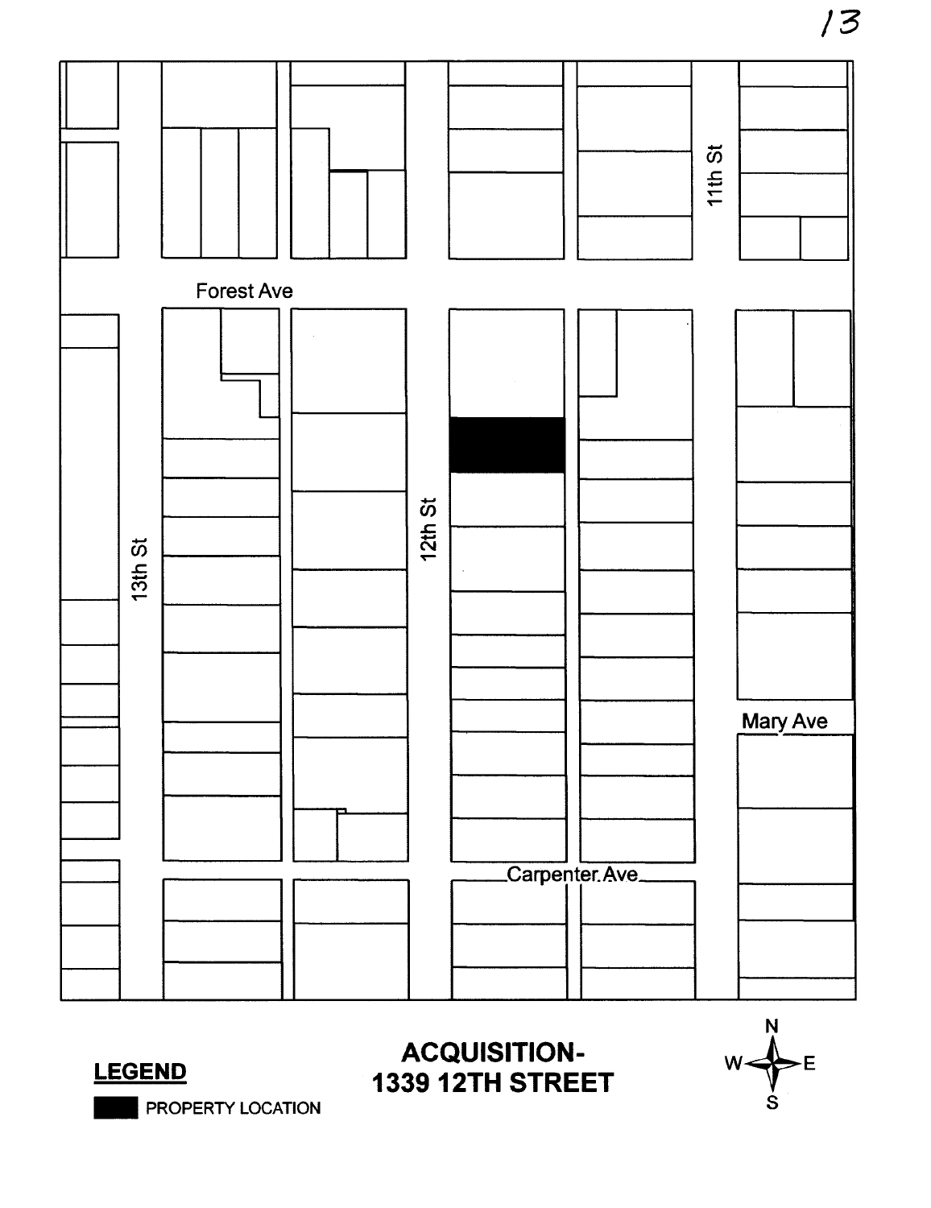11th St

Forest Ave

13th St

12th St

Mary Ave

Carpenter Ave

**LEGEND**

PROPERTY LOCATION

## ACQUISITION- 1339 12TH STREET

N

W E

S